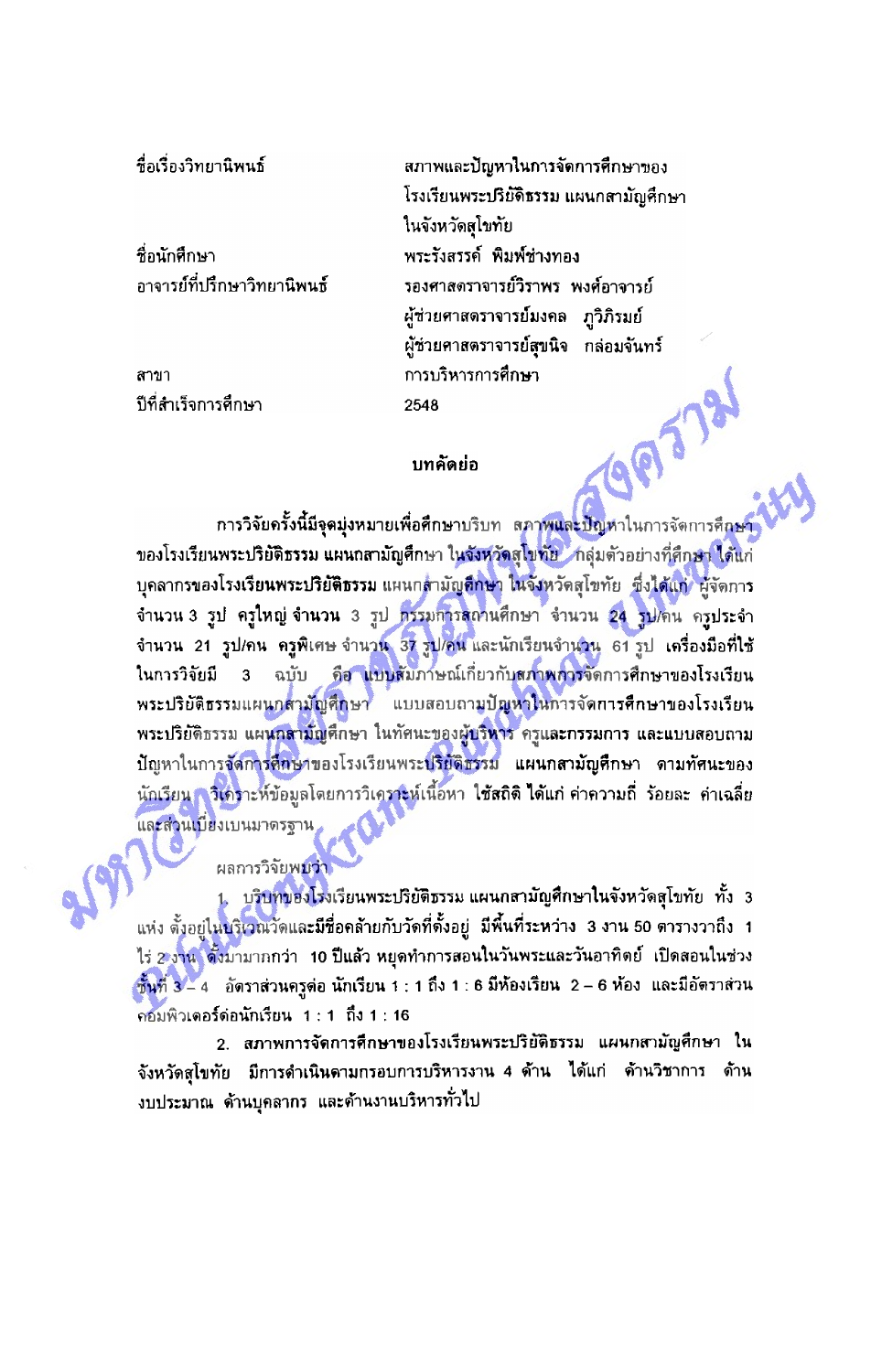| | |
|---|---|
| ชื่อเรื่องวิทยานิพนธ์ | สภาพและปัญหาในการจัดการศึกษาของโรงเรียนพระปริยัติธรรม แผนกสามัญศึกษา ในจังหวัดสุโขทัย |
| ชื่อนักศึกษา | พระรังสรรค์ พิมพ์ช่างทอง |
| อาจารย์ที่ปรึกษาวิทยานิพนธ์ | รองศาสตราจารย์วิราพร พงศ์อาจารย์ |
| | ผู้ช่วยศาสตราจารย์มงคล ภูวิภิรมย์ |
| | ผู้ช่วยศาสตราจารย์สุขนิจ กล่อมจันทร์ |
| สาขา | การบริหารการศึกษา |
| ปีที่สำเร็จการศึกษา | 2548 |

## บทคัดย่อ

การวิจัยครั้งนี้มีจุดมุ่งหมายเพื่อศึกษาบริบท สภาพและปัญหาในการจัดการศึกษาของโรงเรียนพระปริยัติธรรม แผนกสามัญศึกษา ในจังหวัดสุโขทัย กลุ่มตัวอย่างที่ศึกษา ได้แก่ บุคลากรของโรงเรียนพระปริยัติธรรม แผนกสามัญศึกษา ในจังหวัดสุโขทัย ซึ่งได้แก่ ผู้จัดการ จำนวน 3 รูป ครูใหญ่ จำนวน 3 รูป กรรมการสถานศึกษา จำนวน 24 รูป/คน ครูประจำ จำนวน 21 รูป/คน ครูพิเศษ จำนวน 37 รูป/คน และนักเรียนจำนวน 61 รูป เครื่องมือที่ใช้ในการวิจัยมี 3 ฉบับ คือ แบบสัมภาษณ์เกี่ยวกับสภาพการจัดการศึกษาของโรงเรียนพระปริยัติธรรมแผนกสามัญศึกษา แบบสอบถามปัญหาในการจัดการศึกษาของโรงเรียนพระปริยัติธรรม แผนกสามัญศึกษา ในทัศนะของผู้บริหาร ครูและกรรมการ และแบบสอบถามปัญหาในการจัดการศึกษาของโรงเรียนพระปริยัติธรรม แผนกสามัญศึกษา ตามทัศนะของนักเรียน วิเคราะห์ข้อมูลโดยการวิเคราะห์เนื้อหา ใช้สถิติ ได้แก่ ค่าความถี่ ร้อยละ ค่าเฉลี่ย และส่วนเบี่ยงเบนมาตรฐาน

ผลการวิจัยพบว่า

1. บริบทของโรงเรียนพระปริยัติธรรม แผนกสามัญศึกษาในจังหวัดสุโขทัย ทั้ง 3 แห่ง ตั้งอยู่ในบริเวณวัดและมีชื่อคล้ายกับวัดที่ตั้งอยู่ มีพื้นที่ระหว่าง 3 งาน 50 ตารางวาถึง 1 ไร่ 2 งาน ตั้งมามากกว่า 10 ปีแล้ว หยุดทำการสอนในวันพระและวันอาทิตย์ เปิดสอนในช่วงชั้นที่ 3 – 4 อัตราส่วนครูต่อ นักเรียน 1 : 1 ถึง 1 : 6 มีห้องเรียน 2 – 6 ห้อง และมีอัตราส่วนคอมพิวเตอร์ต่อนักเรียน 1 : 1 ถึง 1 : 16

2. สภาพการจัดการศึกษาของโรงเรียนพระปริยัติธรรม แผนกสามัญศึกษา ในจังหวัดสุโขทัย มีการดำเนินตามกรอบการบริหารงาน 4 ด้าน ได้แก่ ด้านวิชาการ ด้านงบประมาณ ด้านบุคลากร และด้านงานบริหารทั่วไป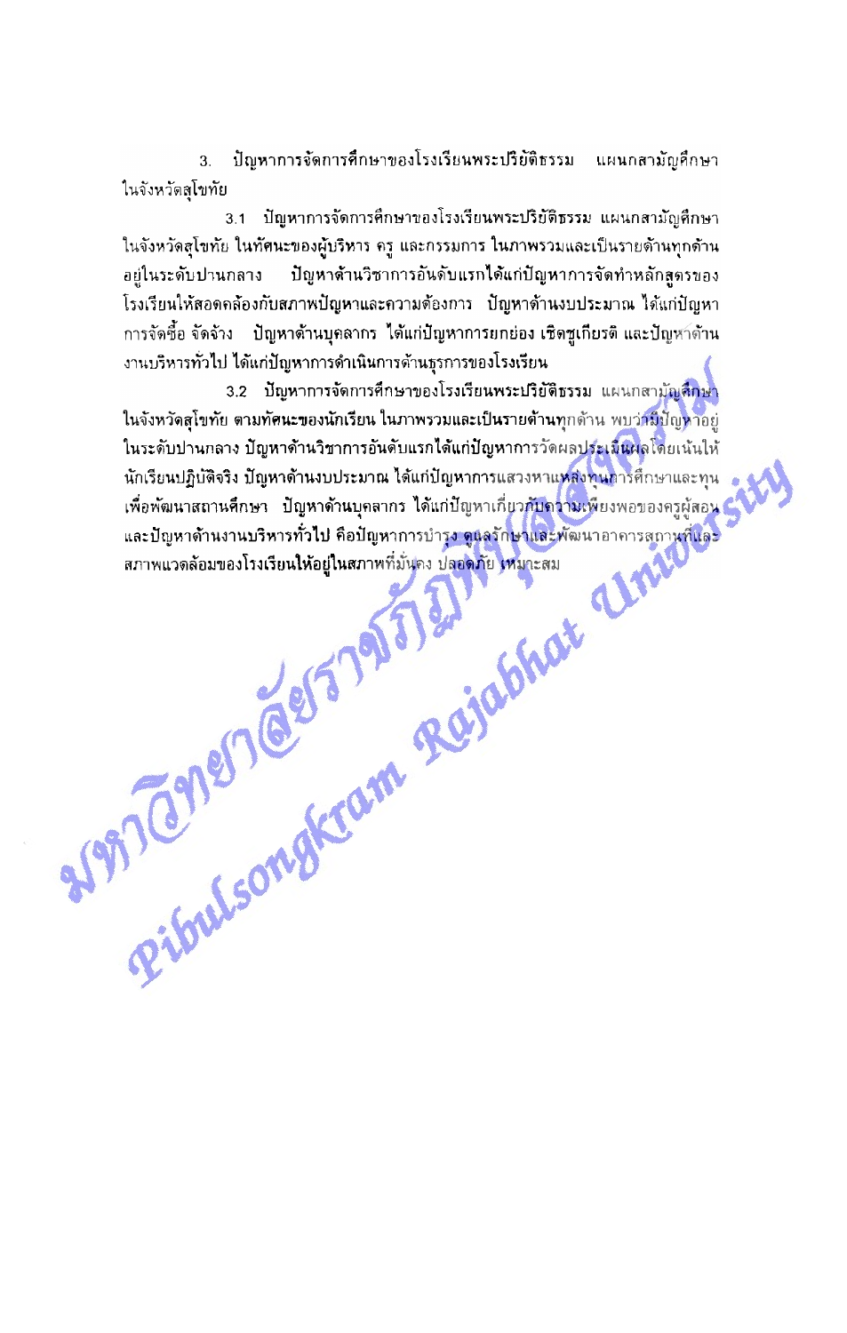3. ปัญหาการจัดการศึกษาของโรงเรียนพระปริยัติธรรม แผนกสามัญศึกษา ในจังหวัดสุโขทัย

3.1 ปัญหาการจัดการศึกษาของโรงเรียนพระปริยัติธรรม แผนกสามัญศึกษา ในจังหวัดสุโขทัย ในทัศนะของผู้บริหาร ครู และกรรมการ ในภาพรวมและเป็นรายด้านทุกด้าน อยู่ในระดับปานกลาง ปัญหาด้านวิชาการอันดับแรกได้แก่ปัญหาการจัดทำหลักสูตรของโรงเรียนให้สอดคล้องกับสภาพปัญหาและความต้องการ ปัญหาด้านงบประมาณ ได้แก่ปัญหาการจัดซื้อ จัดจ้าง ปัญหาด้านบุคลากร ได้แก่ปัญหาการยกย่อง เชิดชูเกียรติ และปัญหาด้านงานบริหารทั่วไป ได้แก่ปัญหาการดำเนินการด้านธุรการของโรงเรียน

3.2 ปัญหาการจัดการศึกษาของโรงเรียนพระปริยัติธรรม แผนกสามัญศึกษา ในจังหวัดสุโขทัย ตามทัศนะของนักเรียน ในภาพรวมและเป็นรายด้านทุกด้าน พบว่ามีปัญหาอยู่ในระดับปานกลาง ปัญหาด้านวิชาการอันดับแรกได้แก่ปัญหาการวัดผลประเมินผลโดยเน้นให้นักเรียนปฏิบัติจริง ปัญหาด้านงบประมาณ ได้แก่ปัญหาการแสวงหาแหล่งทุนการศึกษาและทุนเพื่อพัฒนาสถานศึกษา ปัญหาด้านบุคลากร ได้แก่ปัญหาเกี่ยวกับความเพียงพอของครูผู้สอน และปัญหาด้านงานบริหารทั่วไป คือปัญหาการบำรุง ดูแลรักษาและพัฒนาอาคารสถานที่และสภาพแวดล้อมของโรงเรียนให้อยู่ในสภาพที่มั่นคง ปลอดภัย เหมาะสม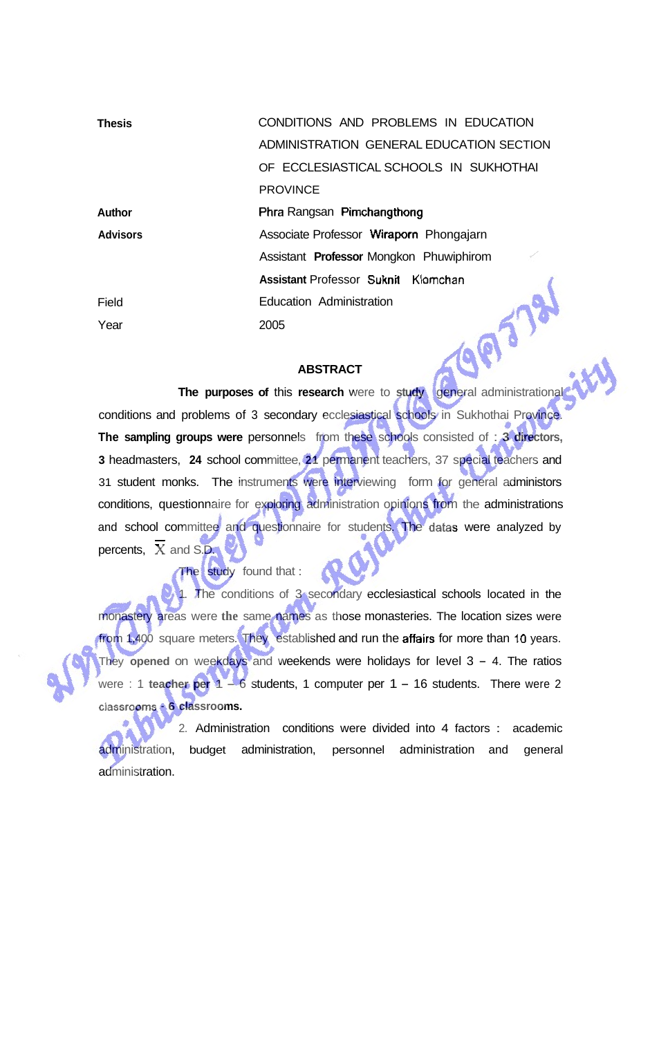| | |
|---|---|
| **Thesis** | CONDITIONS AND PROBLEMS IN EDUCATION ADMINISTRATION GENERAL EDUCATION SECTION OF ECCLESIASTICAL SCHOOLS IN SUKHOTHAI PROVINCE |
| **Author** | Phra Rangsan Pimchangthong |
| **Advisors** | Associate Professor Wiraporn Phongajarn |
| | Assistant Professor Mongkon Phuwiphirom |
| | Assistant Professor Suknit Klomchan |
| Field | Education Administration |
| Year | 2005 |

## ABSTRACT

**The purposes of** this **research** were to **study** general administrational conditions and problems of 3 secondary ecclesiastical schools in Sukhothai Province. **The sampling groups were** personnels from these schools consisted of : **3 directors,** 3 headmasters, **24** school committee, **21** permanent teachers, 37 special teachers and 31 student monks. The instruments were interviewing form for general administors conditions, questionnaire for exploring administration opinions from the administrations and school committee and questionnaire for students. The datas were analyzed by percents, $\bar{X}$ and S.D.

The study found that :

1. The conditions of 3 secondary ecclesiastical schools located in the monastery areas were **the** same names as those monasteries. The location sizes were from 1,400 square meters. They established and run the affairs for more than 10 years. They **opened** on weekdays and weekends were holidays for level 3 – 4. The ratios were : 1 **teacher per** 1 – 6 students, 1 computer per 1 – 16 students. There were 2 classrooms - **6 classrooms.**

2. Administration conditions were divided into 4 factors : academic administration, budget administration, personnel administration and general administration.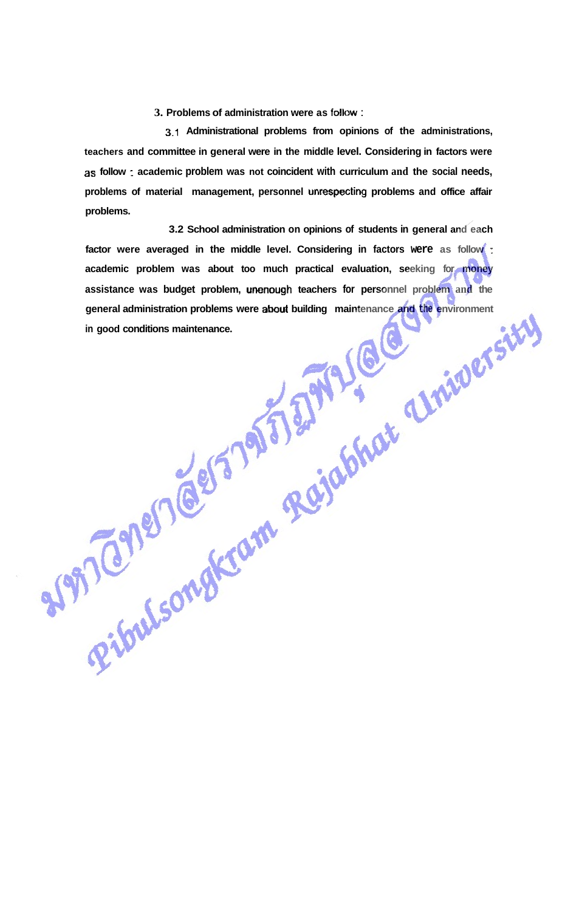**3. Problems of administration were as follow :**

**3.1 Administrational problems from opinions of the administrations, teachers and committee in general were in the middle level. Considering in factors were as follow : academic problem was not coincident with curriculum and the social needs, problems of material management, personnel unrespecting problems and office affair problems.**

**3.2 School administration on opinions of students in general and each factor were averaged in the middle level. Considering in factors were as follow : academic problem was about too much practical evaluation, seeking for money assistance was budget problem, unenough teachers for personnel problem and the general administration problems were about building maintenance and the environment in good conditions maintenance.**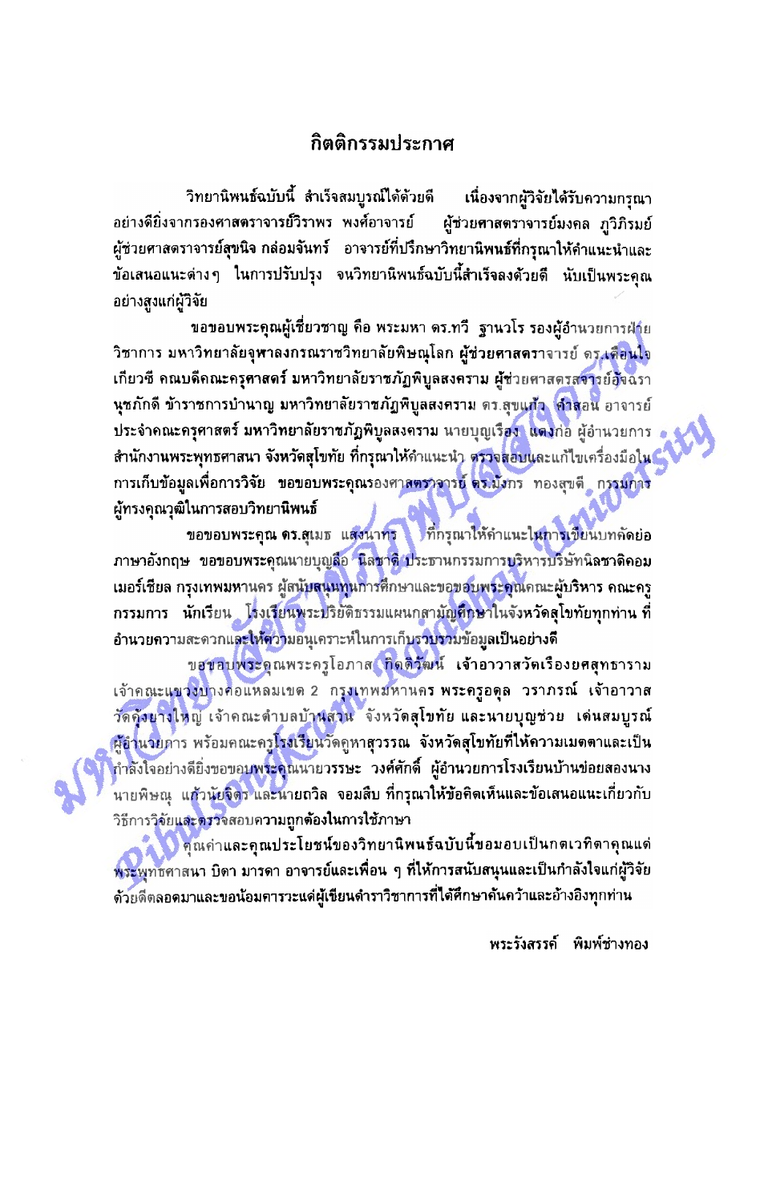# กิตติกรรมประกาศ

วิทยานิพนธ์ฉบับนี้ สำเร็จสมบูรณ์ได้ด้วยดี เนื่องจากผู้วิจัยได้รับความกรุณาอย่างดียิ่งจากรองศาสตราจารย์วีราพร พงศ์อาจารย์ ผู้ช่วยศาสตราจารย์มงคล ภูวิภิรมย์ ผู้ช่วยศาสตราจารย์สุขนิจ กล่อมจันทร์ อาจารย์ที่ปรึกษาวิทยานิพนธ์ที่กรุณาให้คำแนะนำและข้อเสนอแนะต่างๆ ในการปรับปรุง จนวิทยานิพนธ์ฉบับนี้สำเร็จลงด้วยดี นับเป็นพระคุณอย่างสูงแก่ผู้วิจัย

ขอขอบพระคุณผู้เชี่ยวชาญ คือ พระมหา ดร.ทวี ฐานวโร รองผู้อำนวยการฝ่ายวิชาการ มหาวิทยาลัยจุฬาลงกรณราชวิทยาลัยพิษณุโลก ผู้ช่วยศาสตราจารย์ ดร.เดือนใจ เกียวชี คณบดีคณะครุศาสตร์ มหาวิทยาลัยราชภัฏพิบูลสงคราม ผู้ช่วยศาสตราจารย์อัจฉรา นุชภักดี ข้าราชการบำนาญ มหาวิทยาลัยราชภัฏพิบูลสงคราม ดร.สุขแก้ว คำสอน อาจารย์ประจำคณะครุศาสตร์ มหาวิทยาลัยราชภัฏพิบูลสงคราม นายบุญเรือง แตงก่อ ผู้อำนวยการสำนักงานพระพุทธศาสนา จังหวัดสุโขทัย ที่กรุณาให้คำแนะนำ ตรวจสอบและแก้ไขเครื่องมือในการเก็บข้อมูลเพื่อการวิจัย ขอขอบพระคุณรองศาสตราจารย์ ดร.มังกร ทองสุขดี กรรมการผู้ทรงคุณวุฒิในการสอบวิทยานิพนธ์

ขอขอบพระคุณ ดร.สุเมธ แสงนาทร ที่กรุณาให้คำแนะนำในการเขียนบทคัดย่อภาษาอังกฤษ ขอขอบพระคุณนายบุญลือ นิลชาติ ประธานกรรมการบริหารบริษัทนิลชาติคอมเมอร์เชียล กรุงเทพมหานคร ผู้สนับสนุนทุนการศึกษาและขอขอบพระคุณคณะผู้บริหาร คณะครู กรรมการ นักเรียน โรงเรียนพระปริยัติธรรมแผนกสามัญศึกษาในจังหวัดสุโขทัยทุกท่าน ที่อำนวยความสะดวกและให้ความอนุเคราะห์ในการเก็บรวบรวมข้อมูลเป็นอย่างดี

ขอขอบพระคุณพระครูโอภาส กิตติวัฒน์ เจ้าอาวาสวัดเรืองยศสุทธาราม เจ้าคณะแขวงบางคอแหลมเขต 2 กรุงเทพมหานคร พระครูอดุล วรากรณ์ เจ้าอาวาสวัดคุ้งยางใหญ่ เจ้าคณะตำบลบ้านสวน จังหวัดสุโขทัย และนายบุญช่วย เด่นสมบูรณ์ ผู้อำนวยการ พร้อมคณะครูโรงเรียนวัดคูหาสุวรรณ จังหวัดสุโขทัยที่ให้ความเมตตาและเป็นกำลังใจอย่างดียิ่งขอขอบพระคุณนายวรรษะ วงค์ศักดิ์ ผู้อำนวยการโรงเรียนบ้านข่อยสองนาง นายพิษณุ แก้วนัยจิตร และนายถวิล จอมสืบ ที่กรุณาให้ข้อคิดเห็นและข้อเสนอแนะเกี่ยวกับวิธีการวิจัยและตรวจสอบความถูกต้องในการใช้ภาษา

คุณค่าและคุณประโยชน์ของวิทยานิพนธ์ฉบับนี้ขอมอบเป็นกตเวทิตาคุณแด่พระพุทธศาสนา บิดา มารดา อาจารย์และเพื่อน ๆ ที่ให้การสนับสนุนและเป็นกำลังใจแก่ผู้วิจัยด้วยดีตลอดมาและขอน้อมคารวะแด่ผู้เขียนตำราวิชาการที่ได้ศึกษาค้นคว้าและอ้างอิงทุกท่าน

พระรังสรรค์ พิมพ์ช่างทอง